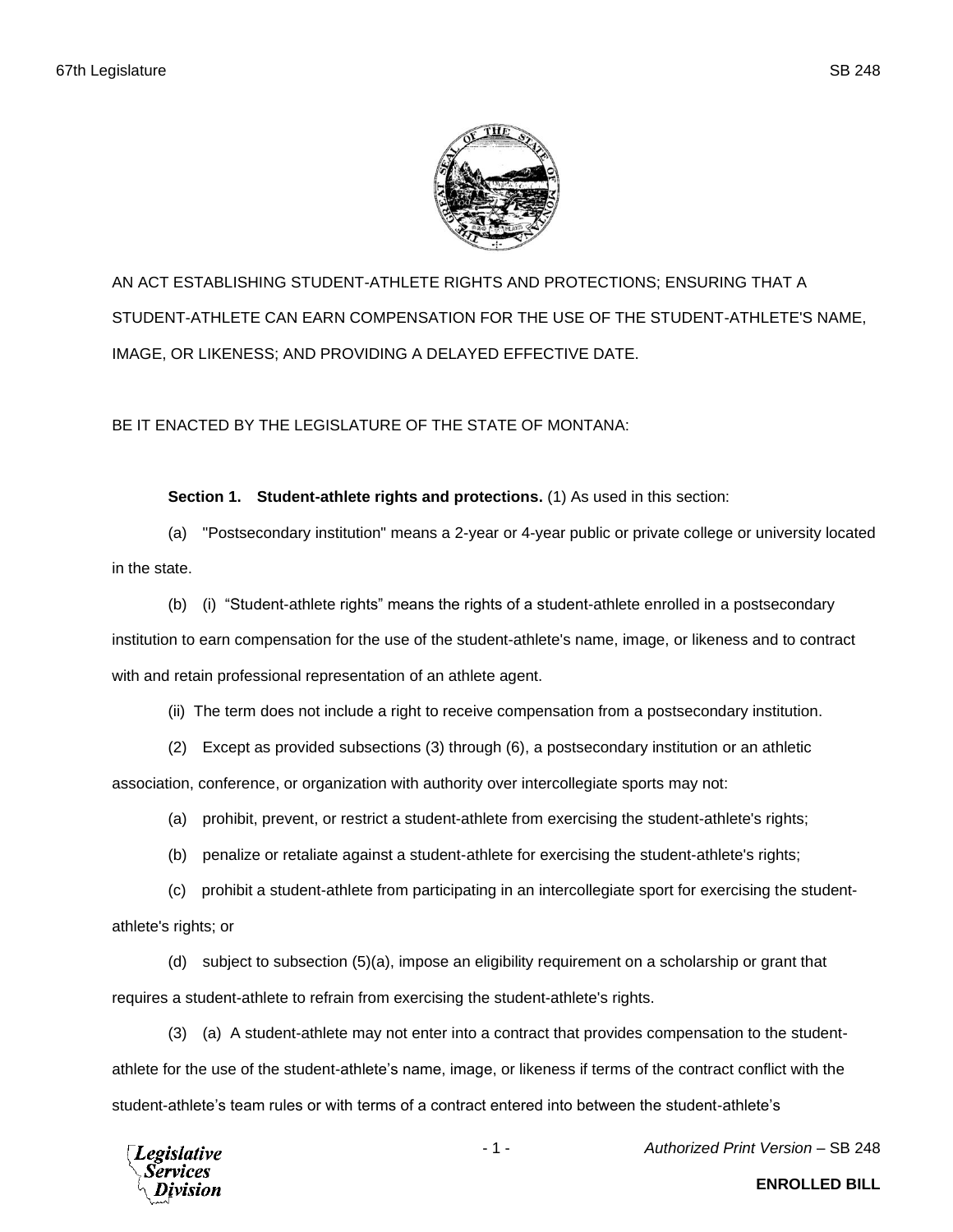AN ACT ESTABLISHING STUDENT-ATHLETE RIGHTS AND PROTECTIONS; ENSURING THAT A STUDENT-ATHLETE CAN EARN COMPENSATION FOR THE USE OF THE STUDENT-ATHLETE'S NAME, IMAGE, OR LIKENESS; AND PROVIDING A DELAYED EFFECTIVE DATE.

BE IT ENACTED BY THE LEGISLATURE OF THE STATE OF MONTANA:

**Section 1. Student-athlete rights and protections.** (1) As used in this section:

(a) "Postsecondary institution" means a 2-year or 4-year public or private college or university located in the state.

(b) (i) "Student-athlete rights" means the rights of a student-athlete enrolled in a postsecondary institution to earn compensation for the use of the student-athlete's name, image, or likeness and to contract with and retain professional representation of an athlete agent.

(ii) The term does not include a right to receive compensation from a postsecondary institution.

(2) Except as provided subsections (3) through (6), a postsecondary institution or an athletic association, conference, or organization with authority over intercollegiate sports may not:

(a) prohibit, prevent, or restrict a student-athlete from exercising the student-athlete's rights;

(b) penalize or retaliate against a student-athlete for exercising the student-athlete's rights;

(c) prohibit a student-athlete from participating in an intercollegiate sport for exercising the student-athlete's rights; or

(d) subject to subsection (5)(a), impose an eligibility requirement on a scholarship or grant that requires a student-athlete to refrain from exercising the student-athlete's rights.

(3) (a) A student-athlete may not enter into a contract that provides compensation to the student-athlete for the use of the student-athlete's name, image, or likeness if terms of the contract conflict with the student-athlete's team rules or with terms of a contract entered into between the student-athlete's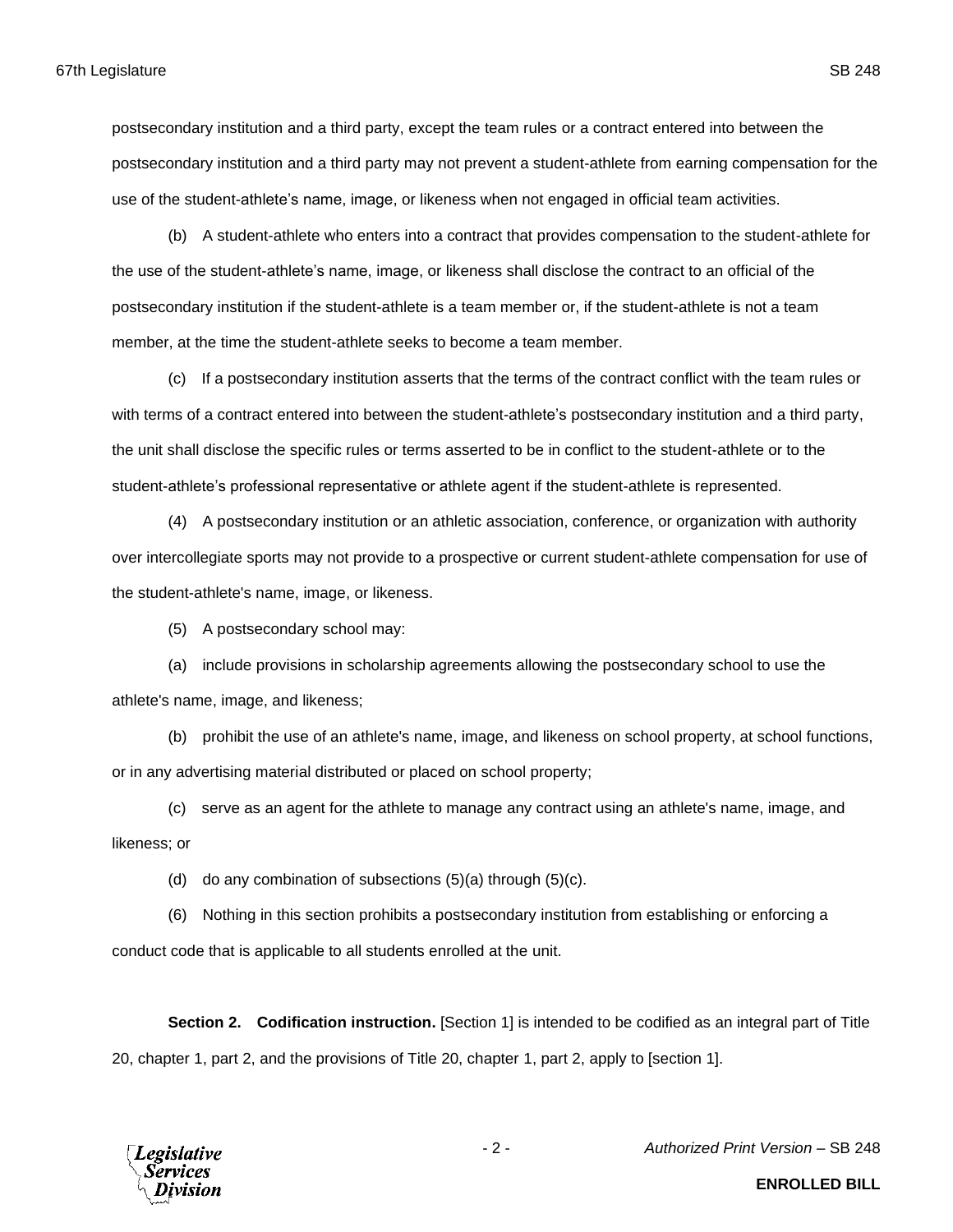postsecondary institution and a third party, except the team rules or a contract entered into between the postsecondary institution and a third party may not prevent a student-athlete from earning compensation for the use of the student-athlete's name, image, or likeness when not engaged in official team activities.

(b) A student-athlete who enters into a contract that provides compensation to the student-athlete for the use of the student-athlete's name, image, or likeness shall disclose the contract to an official of the postsecondary institution if the student-athlete is a team member or, if the student-athlete is not a team member, at the time the student-athlete seeks to become a team member.

(c) If a postsecondary institution asserts that the terms of the contract conflict with the team rules or with terms of a contract entered into between the student-athlete's postsecondary institution and a third party, the unit shall disclose the specific rules or terms asserted to be in conflict to the student-athlete or to the student-athlete's professional representative or athlete agent if the student-athlete is represented.

(4) A postsecondary institution or an athletic association, conference, or organization with authority over intercollegiate sports may not provide to a prospective or current student-athlete compensation for use of the student-athlete's name, image, or likeness.

(5) A postsecondary school may:

(a) include provisions in scholarship agreements allowing the postsecondary school to use the athlete's name, image, and likeness;

(b) prohibit the use of an athlete's name, image, and likeness on school property, at school functions, or in any advertising material distributed or placed on school property;

(c) serve as an agent for the athlete to manage any contract using an athlete's name, image, and likeness; or

(d) do any combination of subsections (5)(a) through (5)(c).

(6) Nothing in this section prohibits a postsecondary institution from establishing or enforcing a conduct code that is applicable to all students enrolled at the unit.

**Section 2. Codification instruction.** [Section 1] is intended to be codified as an integral part of Title 20, chapter 1, part 2, and the provisions of Title 20, chapter 1, part 2, apply to [section 1].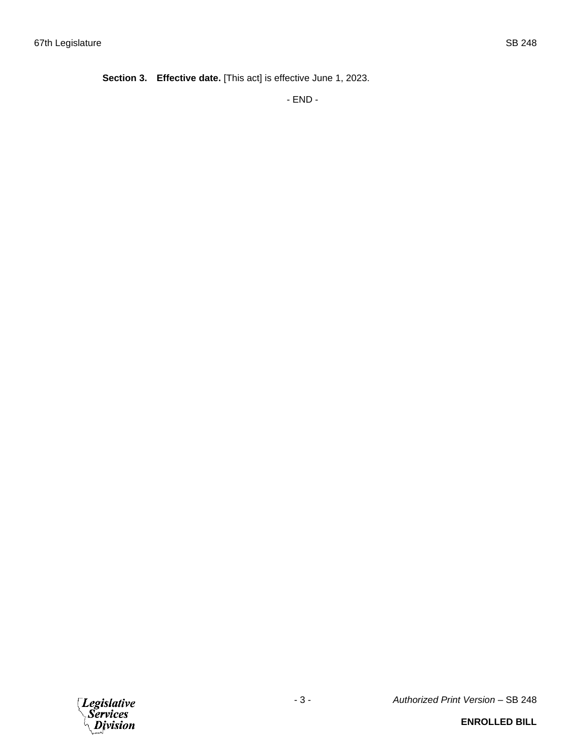**Section 3. Effective date.** [This act] is effective June 1, 2023.

- END -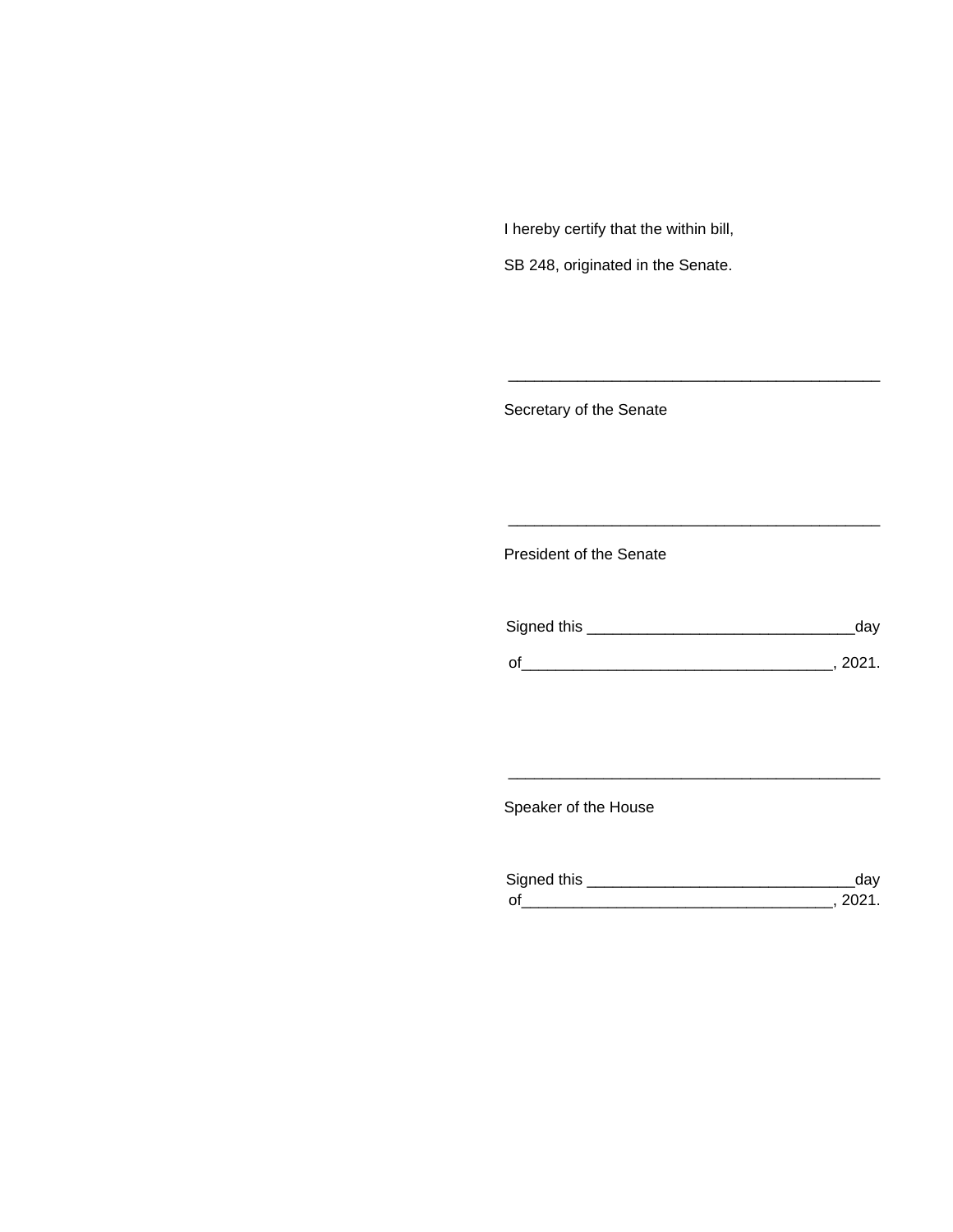I hereby certify that the within bill,

SB 248, originated in the Senate.

\_\_\_\_\_\_\_\_\_\_\_\_\_\_\_\_\_\_\_\_\_\_\_\_\_\_\_\_\_\_\_\_\_\_\_\_\_\_\_\_\_\_\_\_

Secretary of the Senate

\_\_\_\_\_\_\_\_\_\_\_\_\_\_\_\_\_\_\_\_\_\_\_\_\_\_\_\_\_\_\_\_\_\_\_\_\_\_\_\_\_\_\_\_

President of the Senate

Signed this \_\_\_\_\_\_\_\_\_\_\_\_\_\_\_\_\_\_\_\_\_\_\_\_\_\_\_\_\_\_\_day

of\_\_\_\_\_\_\_\_\_\_\_\_\_\_\_\_\_\_\_\_\_\_\_\_\_\_\_\_\_\_\_\_\_\_\_\_, 2021.

\_\_\_\_\_\_\_\_\_\_\_\_\_\_\_\_\_\_\_\_\_\_\_\_\_\_\_\_\_\_\_\_\_\_\_\_\_\_\_\_\_\_\_\_

Speaker of the House

Signed this \_\_\_\_\_\_\_\_\_\_\_\_\_\_\_\_\_\_\_\_\_\_\_\_\_\_\_\_\_\_\_day
of\_\_\_\_\_\_\_\_\_\_\_\_\_\_\_\_\_\_\_\_\_\_\_\_\_\_\_\_\_\_\_\_\_\_\_\_, 2021.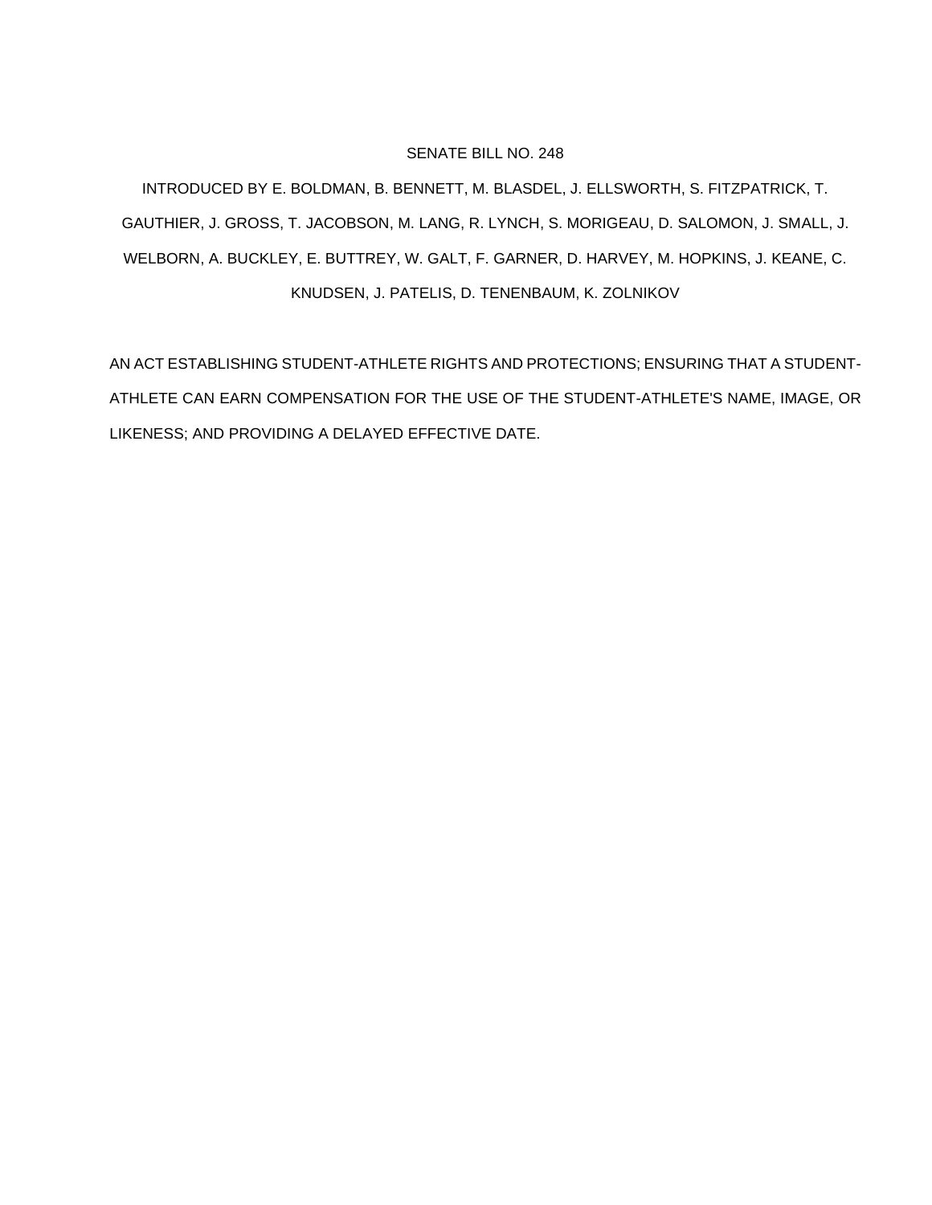SENATE BILL NO. 248

INTRODUCED BY E. BOLDMAN, B. BENNETT, M. BLASDEL, J. ELLSWORTH, S. FITZPATRICK, T. GAUTHIER, J. GROSS, T. JACOBSON, M. LANG, R. LYNCH, S. MORIGEAU, D. SALOMON, J. SMALL, J. WELBORN, A. BUCKLEY, E. BUTTREY, W. GALT, F. GARNER, D. HARVEY, M. HOPKINS, J. KEANE, C. KNUDSEN, J. PATELIS, D. TENENBAUM, K. ZOLNIKOV

AN ACT ESTABLISHING STUDENT-ATHLETE RIGHTS AND PROTECTIONS; ENSURING THAT A STUDENT-ATHLETE CAN EARN COMPENSATION FOR THE USE OF THE STUDENT-ATHLETE'S NAME, IMAGE, OR LIKENESS; AND PROVIDING A DELAYED EFFECTIVE DATE.